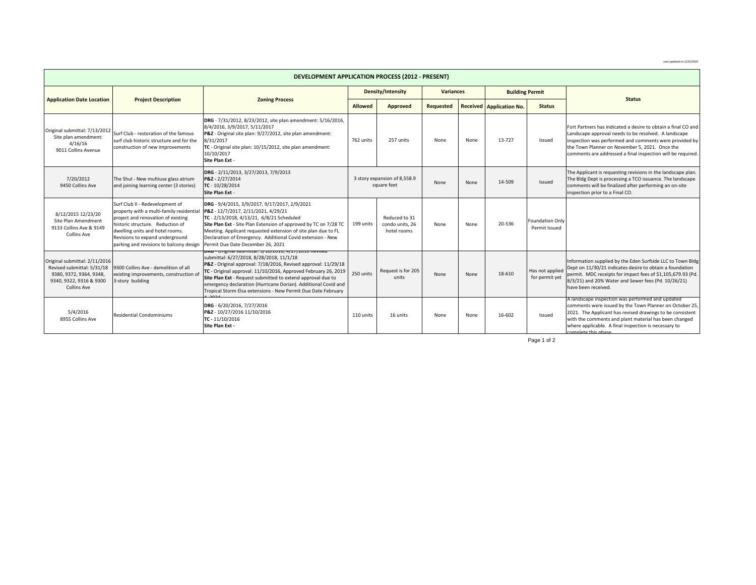*Last updated on 2/25/2022*

| DEVELOPMENT APPLICATION PROCESS (2012 - PRESENT) | | | | | | | | | |
|---|---|---|---|---|---|---|---|---|---|
| **Application Date Location** | **Project Description** | **Zoning Process** | **Density/Intensity** | | **Variances** | | **Building Permit** | | **Status** |
| | | | **Allowed** | **Approved** | **Requested** | **Received** | **Application No.** | **Status** | |
| Original submittal: 7/13/2012 Site plan amendment: 4/16/16 9011 Collins Avenue | Surf Club - restoration of the famous surf club historic structure and for the construction of new improvements | **DRG** - 7/31/2012, 8/23/2012, site plan amendment: 5/16/2016, 8/4/2016, 3/9/2017, 5/11/2017 **P&Z** - Original site plan: 9/27/2012, site plan amendment: 8/31/2017 **TC** - Original site plan: 10/15/2012, site plan amendment: 10/10/2017 **Site Plan Ext** - | 762 units | 257 units | None | None | 13-727 | Issued | Fort Partners has indicated a desire to obtain a final CO and Landscape approval needs to be resolved. A landscape inspection was performed and comments were provided by the Town Planner on November 5, 2021. Once the comments are addressed a final inspection will be required. |
| 7/20/2012 9450 Collins Ave | The Shul - New multiuse glass atrium and joining learning center (3 stories) | **DRG** - 2/11/2013, 3/27/2013, 7/9/2013 **P&Z -** 2/27/2014 **TC** - 10/28/2014 **Site Plan Ext** - | 3 story expansion of 8,558.9 square feet | | None | None | 14-509 | Issued | The Applicant is requesting revisions in the landscape plan. The Bldg Dept is processing a TCO issuance. The landscape comments will be finalized after performing an on-site inspection prior to a Final CO. |
| 8/12/2015 12/23/20 Site Plan Amendment 9133 Collins Ave & 9149 Collins Ave | Surf Club II - Redevelopment of property with a multi-family residential project and renovation of existing historic structure. Reduction of dwelling units and hotel rooms. Revisions to expand underground parking and revisions to balcony design | **DRG** - 9/4/2015, 3/9/2017, 9/17/2017, 2/9/2021 **P&Z** - 12/7/2017, 2/11/2021, 4/29/21 **TC** - 2/13/2018, 4/13/21, 6/8/21 Scheduled **Site Plan Ext** - Site Plan Extension of approved by TC on 7/28 TC Meeting. Applicant requested extension of site plan due to FL Declaration of Emergency. Additional Covid extension - New Permit Due Date December 26, 2021 | 199 units | Reduced to 31 condo units, 26 hotel rooms | None | None | 20-536 | Foundation Only Permit Issued | |
| Original submittal: 2/11/2016 Revised submittal: 5/31/18 9380, 9372, 9364, 9348, 9340, 9322, 9316 & 9300 Collins Ave | 9300 Collins Ave - demolition of all existing improvements, construction of 3-story building | **DRG** - Original submittal: 3/16/2016, 4/27/2016 Revised submittal: 6/27/2018, 8/28/2018, 11/1/18 **P&Z** - Original approval: 7/18/2016, Revised approval: 11/29/18 **TC** - Original approval: 11/10/2016, Approved February 26, 2019 **Site Plan Ext** - Request submitted to extend approval due to emergency declaration (Hurricane Dorian). Additional Covid and Tropical Storm Elsa extensions - New Permit Due Date February 4, 2024 | 250 units | Request is for 205 units | None | None | 18-610 | Has not applied for permit yet | Information supplied by the Eden Surfside LLC to Town Bldg Dept on 11/30/21 indicates desire to obtain a foundation permit. MDC receipts for impact fees of $1,105,679.93 (Pd. 8/3/21) and 20% Water and Sewer fees (Pd. 10/26/21) have been received. |
| 5/4/2016 8955 Collins Ave | Residential Condominiums | **DRG** - 6/20/2016, 7/27/2016 **P&Z** - 10/27/2016 11/10/2016 **TC -** 11/10/2016 **Site Plan Ext -** | 110 units | 16 units | None | None | 16-602 | Issued | A landscape inspection was performed and updated comments were issued by the Town Planner on October 25, 2021. The Applicant has revised drawings to be consistent with the comments and plant material has been changed where applicable. A final inspection is necessary to complete this phase. |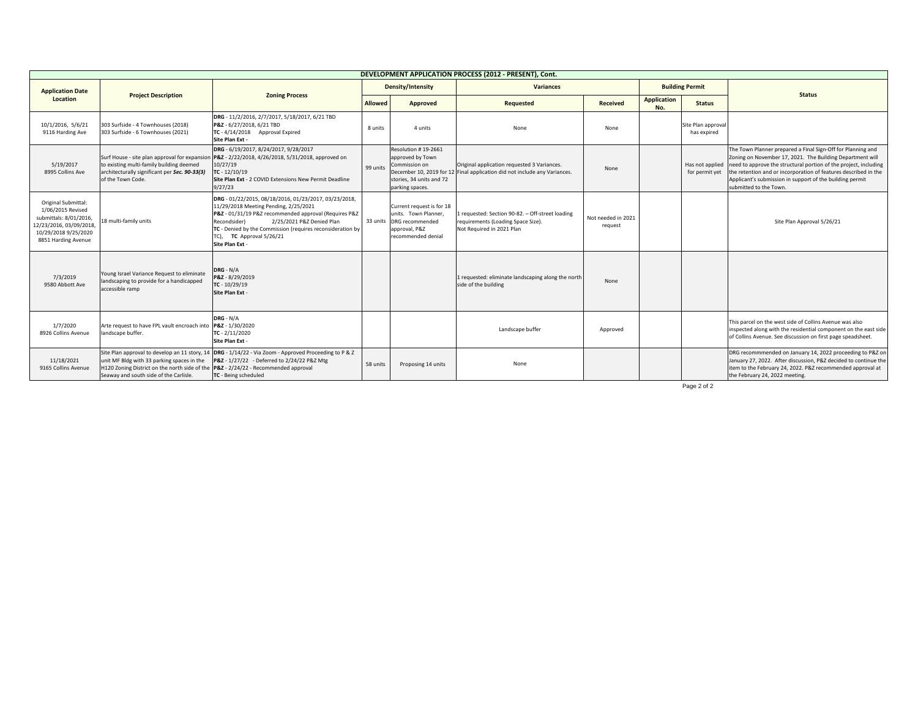| DEVELOPMENT APPLICATION PROCESS (2012 - PRESENT), Cont. | | | | | | | | | |
|---|---|---|---|---|---|---|---|---|---|
| Application Date Location | Project Description | Zoning Process | Density/Intensity | | Variances | | Building Permit | | Status |
| | | | Allowed | Approved | Requested | Received | Application No. | Status | |
| 10/1/2016, 5/6/21 9116 Harding Ave | 303 Surfside - 4 Townhouses (2018) 303 Surfside - 6 Townhouses (2021) | **DRG** - 11/2/2016, 2/7/2017, 5/18/2017, 6/21 TBD **P&Z** - 6/27/2018, 6/21 TBD **TC** - 4/14/2018 Approval Expired **Site Plan Ext** - | 8 units | 4 units | None | None | | Site Plan approval has expired | |
| 5/19/2017 8995 Collins Ave | Surf House - site plan approval for expansion to existing multi-family building deemed architecturally significant per ***Sec. 90-33(3)*** of the Town Code. | **DRG** - 6/19/2017, 8/24/2017, 9/28/2017 **P&Z** - 2/22/2018, 4/26/2018, 5/31/2018, approved on 10/27/19 **TC** - 12/10/19 **Site Plan Ext** - 2 COVID Extensions New Permit Deadline 9/27/23 | 99 units | Resolution # 19-2661 approved by Town Commission on December 10, 2019 for 12 stories, 34 units and 72 parking spaces. | Original application requested 3 Variances. Final application did not include any Variances. | None | | Has not applied for permit yet | The Town Planner prepared a Final Sign-Off for Planning and Zoning on November 17, 2021. The Building Department will need to approve the structural portion of the project, including the retention and or incorporation of features described in the Applicant's submission in support of the building permit submitted to the Town. |
| Original Submittal: 1/06/2015 Revised submittals: 8/01/2016, 12/23/2016, 03/09/2018, 10/29/2018 9/25/2020 8851 Harding Avenue | 18 multi-family units | **DRG** - 01/22/2015, 08/18/2016, 01/23/2017, 03/23/2018, 11/29/2018 Meeting Pending, 2/25/2021 **P&Z** - 01/31/19 P&Z recommended approval (Requires P&Z Recondsider) 2/25/2021 P&Z Denied Plan **TC** - Denied by the Commission (requires reconsideration by TC), **TC** Approval 5/26/21 **Site Plan Ext** - | 33 units | Current request is for 18 units. Town Planner, DRG recommended approval, P&Z recommended denial | 1 requested: Section 90-82. – Off-street loading requirements (Loading Space Size). Not Required in 2021 Plan | Not needed in 2021 request | | | Site Plan Approval 5/26/21 |
| 7/3/2019 9580 Abbott Ave | Young Israel Variance Request to eliminate landscaping to provide for a handicapped accessible ramp | **DRG** - N/A **P&Z** - 8/29/2019 **TC** - 10/29/19 **Site Plan Ext** - | | | 1 requested: eliminate landscaping along the north side of the building | None | | | |
| 1/7/2020 8926 Collins Avenue | Arte request to have FPL vault encroach into landscape buffer. | **DRG** - N/A **P&Z** - 1/30/2020 **TC** - 2/11/2020 **Site Plan Ext** - | | | Landscape buffer | Approved | | | This parcel on the west side of Collins Avenue was also inspected along with the residential component on the east side of Collins Avenue. See discussion on first page speadsheet. |
| 11/18/2021 9165 Collins Avenue | Site Plan approval to develop an 11 story, 14 unit MF Bldg with 33 parking spaces in the H120 Zoning District on the north side of the Seaway and south side of the Carlisle. | **DRG** - 1/14/22 - Via Zoom - Approved Proceeding to P & Z **P&Z** - 1/27/22 - Deferred to 2/24/22 P&Z Mtg **P&Z** - 2/24/22 - Recommended approval **TC** - Being scheduled | 58 units | Proposing 14 units | None | | | | DRG recommmended on January 14, 2022 proceeding to P&Z on January 27, 2022. After discussion, P&Z decided to continue the item to the February 24, 2022. P&Z recommended approval at the February 24, 2022 meeting. |